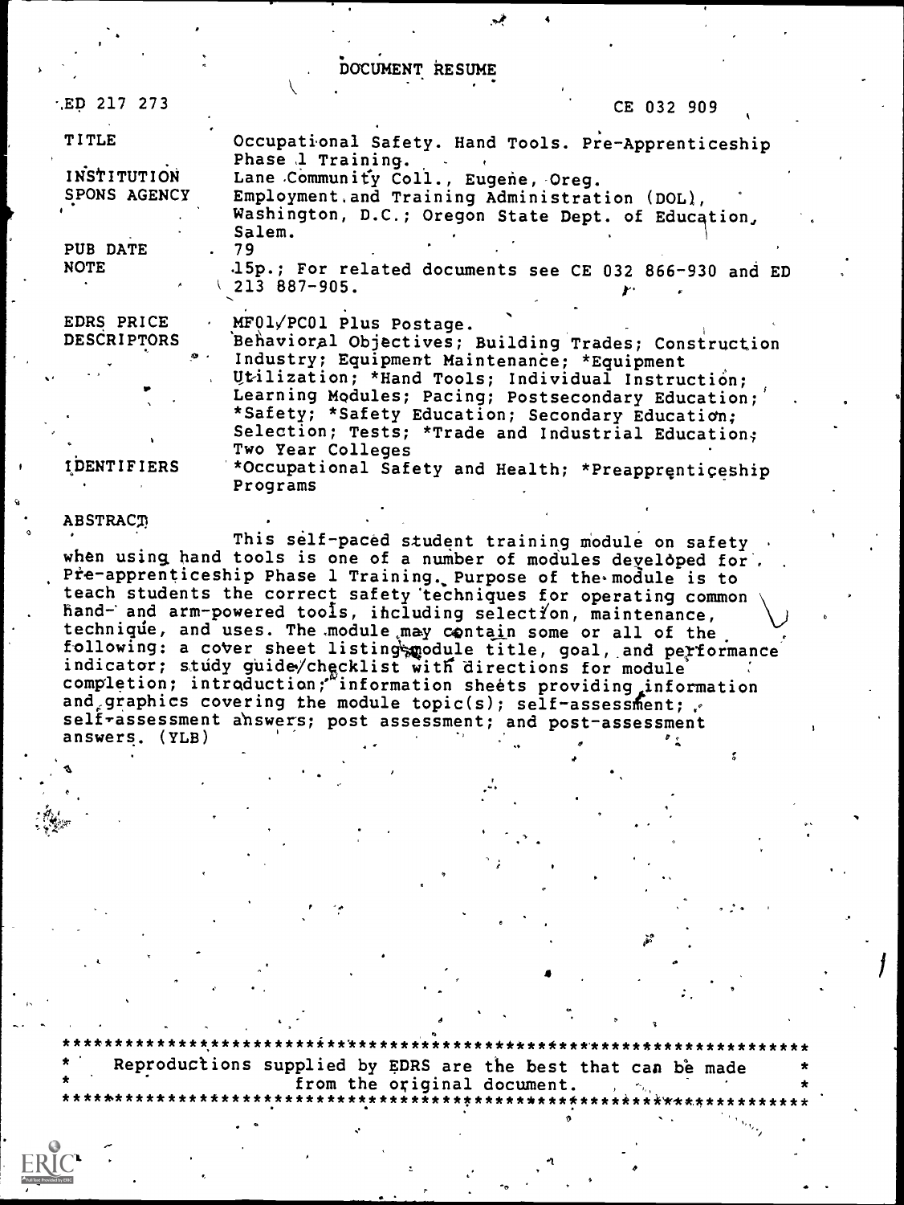# DOCUMENT RESUME

| | |
|---|---|
| ED 217 273 | CE 032 909 |
| TITLE | Occupational Safety. Hand Tools. Pre-Apprenticeship Phase 1 Training. |
| INSTITUTION | Lane Community Coll., Eugene, Oreg. |
| SPONS AGENCY | Employment and Training Administration (DOL), Washington, D.C.; Oregon State Dept. of Education, Salem. |
| PUB DATE | 79 |
| NOTE | 15p.; For related documents see CE 032 866-930 and ED 213 887-905. |
| EDRS PRICE | MF01/PC01 Plus Postage. |
| DESCRIPTORS | Behavioral Objectives; Building Trades; Construction Industry; Equipment Maintenance; *Equipment Utilization; *Hand Tools; Individual Instruction; Learning Modules; Pacing; Postsecondary Education; *Safety; *Safety Education; Secondary Education; Selection; Tests; *Trade and Industrial Education; Two Year Colleges |
| IDENTIFIERS | *Occupational Safety and Health; *Preapprenticeship Programs |

## ABSTRACT

This self-paced student training module on safety when using hand tools is one of a number of modules developed for Pre-apprenticeship Phase 1 Training. Purpose of the module is to teach students the correct safety techniques for operating common hand- and arm-powered tools, including selection, maintenance, technique, and uses. The module may contain some or all of the following: a cover sheet listing module title, goal, and performance indicator; study guide/checklist with directions for module completion; introduction; information sheets providing information and graphics covering the module topic(s); self-assessment; self-assessment answers; post assessment; and post-assessment answers. (YLB)

***********************************************************************
* Reproductions supplied by EDRS are the best that can be made *
* from the original document. *
***********************************************************************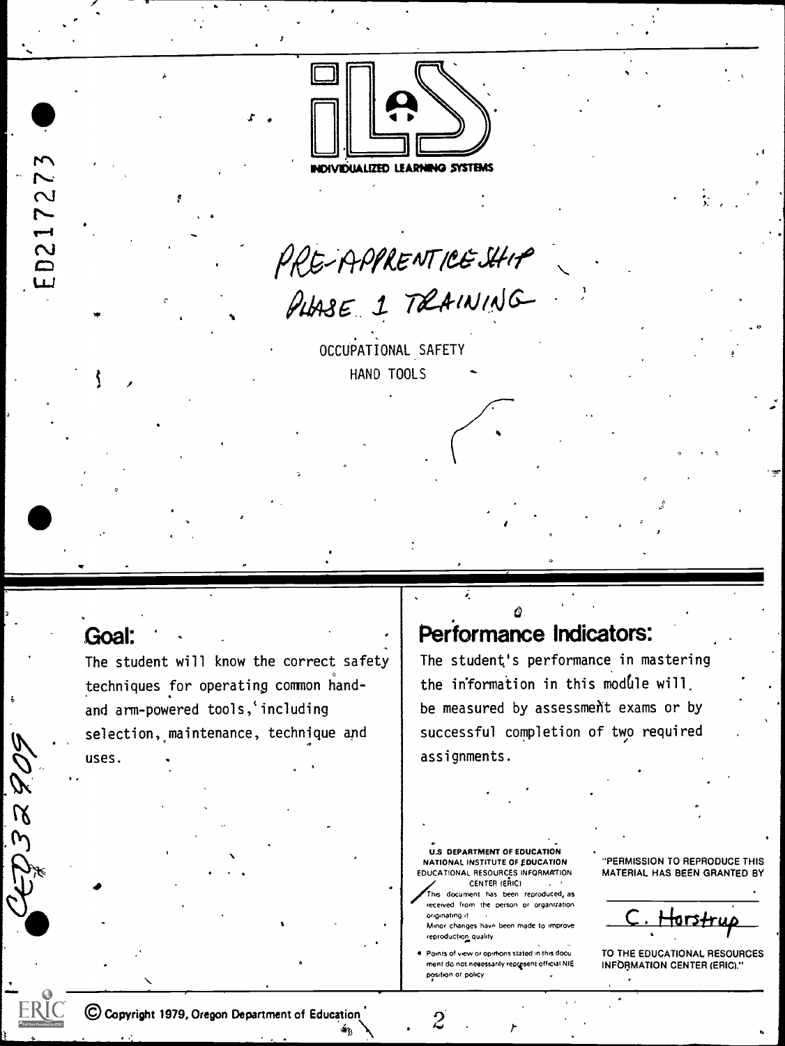ED217273

INDIVIDUALIZED LEARNING SYSTEMS

PRE-APPRENTICESHIP
PHASE 1 TRAINING

OCCUPATIONAL SAFETY
HAND TOOLS

## Goal:

The student will know the correct safety techniques for operating common hand- and arm-powered tools, including selection, maintenance, technique and uses.

## Performance Indicators:

The student's performance in mastering the information in this module will be measured by assessment exams or by successful completion of two required assignments.

CE032909

U.S. DEPARTMENT OF EDUCATION
NATIONAL INSTITUTE OF EDUCATION
EDUCATIONAL RESOURCES INFORMATION CENTER (ERIC)

- This document has been reproduced as received from the person or organization originating it.
- Minor changes have been made to improve reproduction quality.
- Points of view or opinions stated in this document do not necessarily represent official NIE position or policy.

"PERMISSION TO REPRODUCE THIS MATERIAL HAS BEEN GRANTED BY

C. Horstrup

TO THE EDUCATIONAL RESOURCES INFORMATION CENTER (ERIC)."

© Copyright 1979, Oregon Department of Education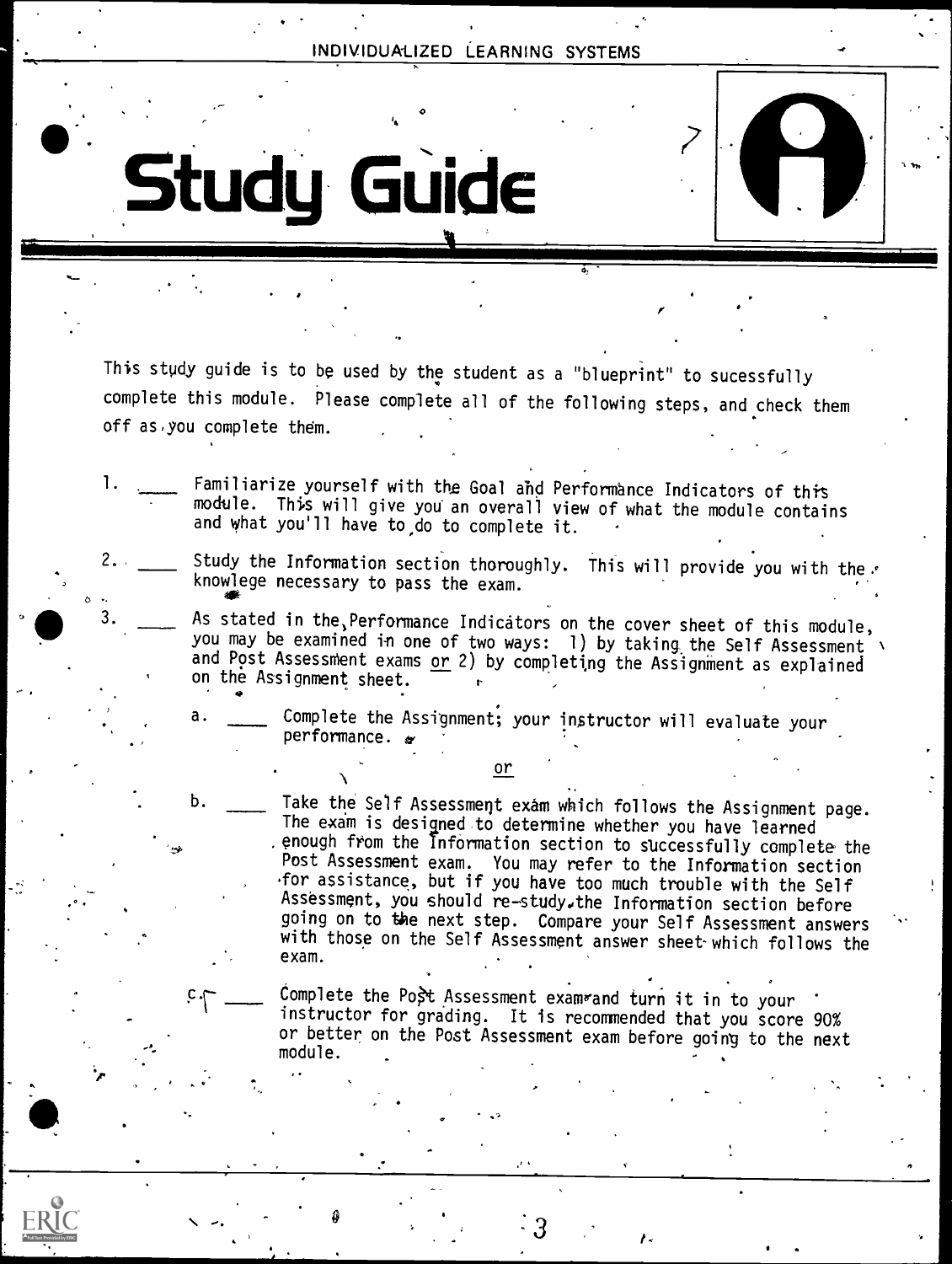INDIVIDUALIZED LEARNING SYSTEMS

# Study Guide

This study guide is to be used by the student as a "blueprint" to sucessfully complete this module. Please complete all of the following steps, and check them off as you complete them.

1. ____ Familiarize yourself with the Goal and Performance Indicators of this module. This will give you an overall view of what the module contains and what you'll have to do to complete it.

2. ____ Study the Information section thoroughly. This will provide you with the knowlege necessary to pass the exam.

3. ____ As stated in the Performance Indicators on the cover sheet of this module, you may be examined in one of two ways: 1) by taking the Self Assessment and Post Assessment exams or 2) by completing the Assignment as explained on the Assignment sheet.

   a. ____ Complete the Assignment; your instructor will evaluate your performance.

   or

   b. ____ Take the Self Assessment exam which follows the Assignment page. The exam is designed to determine whether you have learned enough from the Information section to successfully complete the Post Assessment exam. You may refer to the Information section for assistance, but if you have too much trouble with the Self Assessment, you should re-study the Information section before going on to the next step. Compare your Self Assessment answers with those on the Self Assessment answer sheet which follows the exam.

   c. ____ Complete the Post Assessment exam and turn it in to your instructor for grading. It is recommended that you score 90% or better on the Post Assessment exam before going to the next module.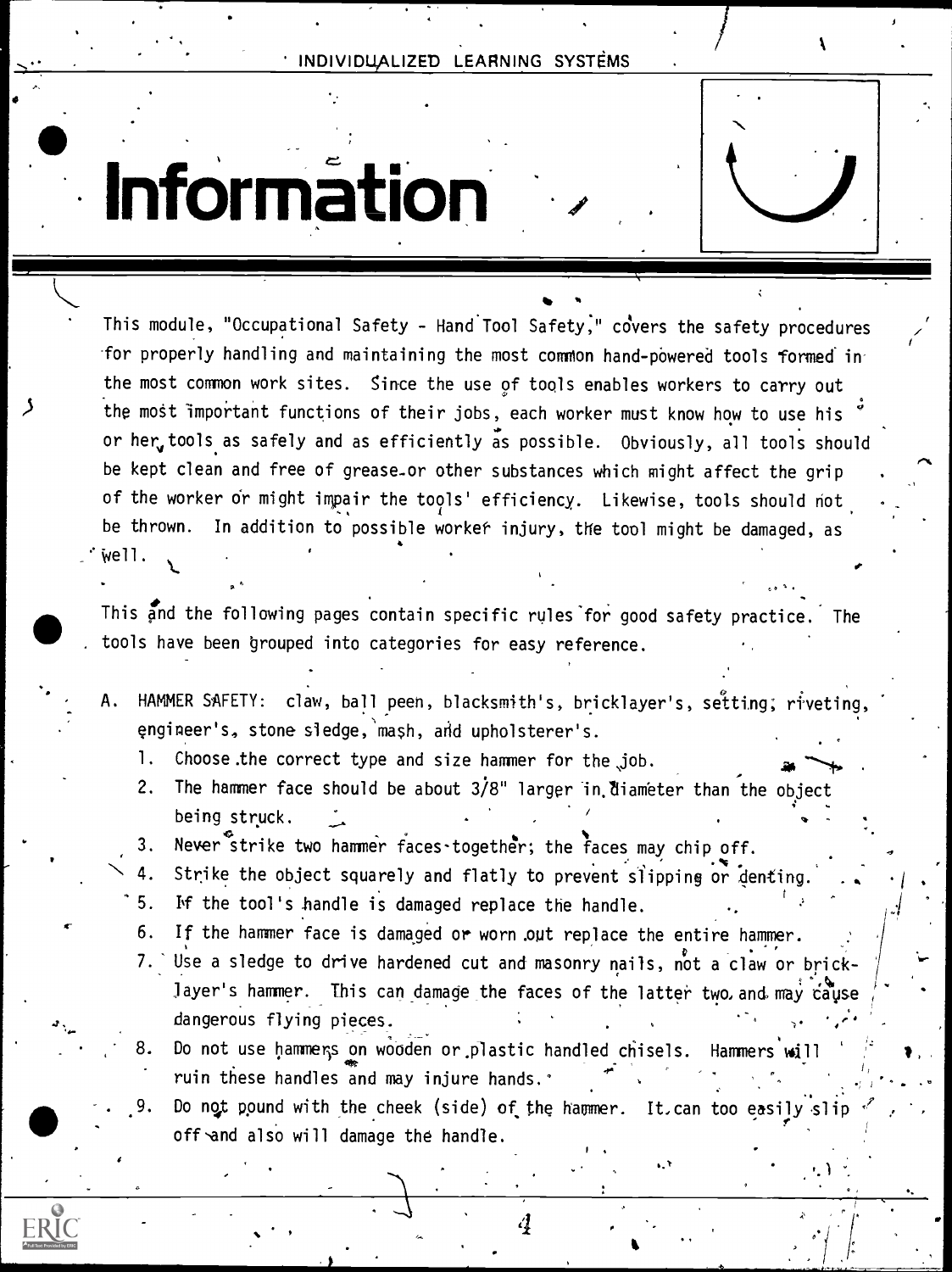# Information

This module, "Occupational Safety - Hand Tool Safety," covers the safety procedures for properly handling and maintaining the most common hand-powered tools formed in the most common work sites. Since the use of tools enables workers to carry out the most important functions of their jobs, each worker must know how to use his or her tools as safely and as efficiently as possible. Obviously, all tools should be kept clean and free of grease or other substances which might affect the grip of the worker or might impair the tools' efficiency. Likewise, tools should not be thrown. In addition to possible worker injury, the tool might be damaged, as well.

This and the following pages contain specific rules for good safety practice. The tools have been grouped into categories for easy reference.

A. HAMMER SAFETY: claw, ball peen, blacksmith's, bricklayer's, setting, riveting, engineer's, stone sledge, mash, and upholsterer's.

1. Choose the correct type and size hammer for the job.
2. The hammer face should be about 3/8" larger in diameter than the object being struck.
3. Never strike two hammer faces together; the faces may chip off.
4. Strike the object squarely and flatly to prevent slipping or denting.
5. If the tool's handle is damaged replace the handle.
6. If the hammer face is damaged or worn out replace the entire hammer.
7. Use a sledge to drive hardened cut and masonry nails, not a claw or bricklayer's hammer. This can damage the faces of the latter two, and may cause dangerous flying pieces.
8. Do not use hammers on wooden or plastic handled chisels. Hammers will ruin these handles and may injure hands.
9. Do not pound with the cheek (side) of the hammer. It can too easily slip off and also will damage the handle.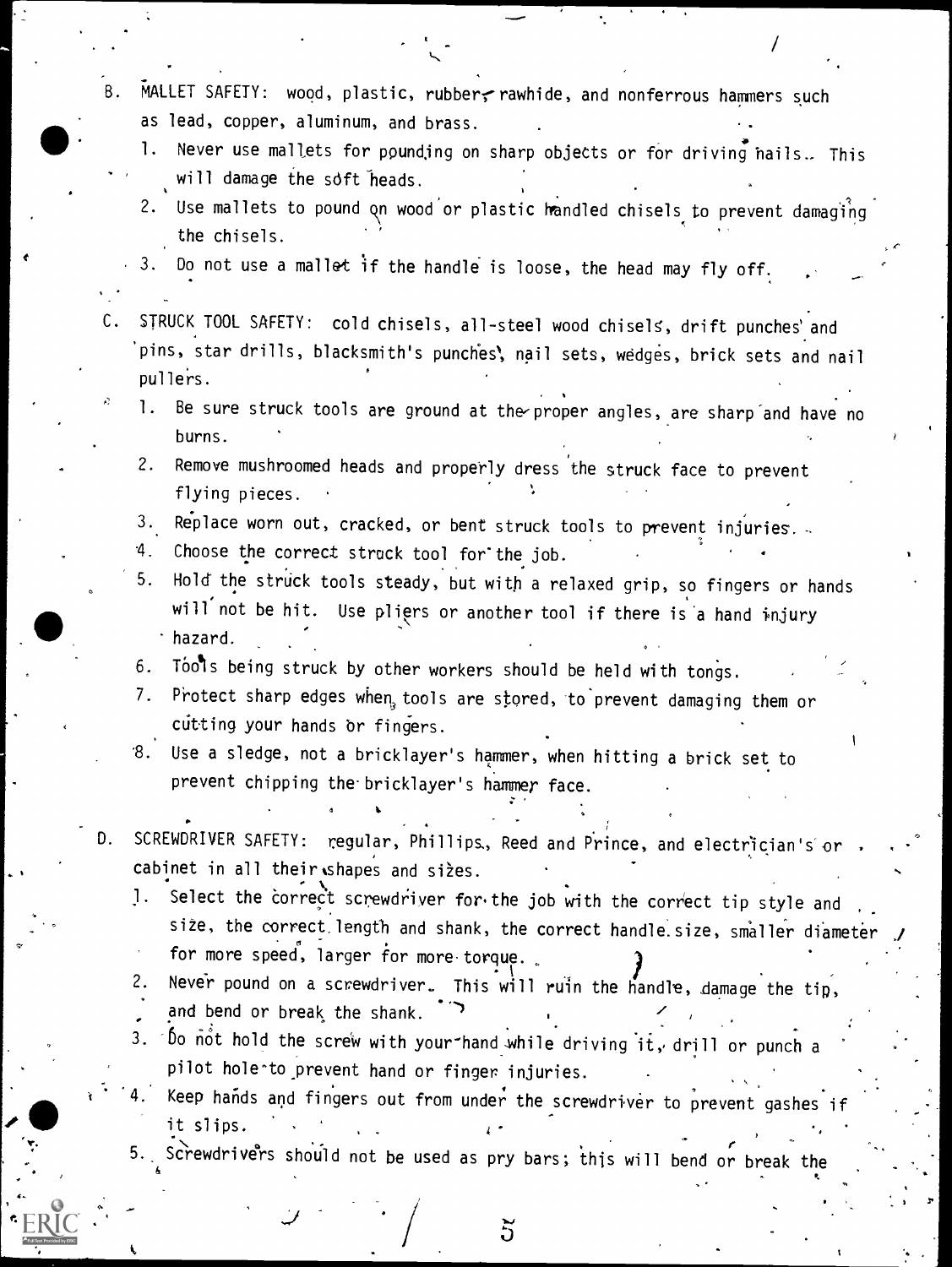B. MALLET SAFETY: wood, plastic, rubber, rawhide, and nonferrous hammers such as lead, copper, aluminum, and brass.

1. Never use mallets for pounding on sharp objects or for driving nails. This will damage the soft heads.
2. Use mallets to pound on wood or plastic handled chisels to prevent damaging the chisels.
3. Do not use a mallet if the handle is loose, the head may fly off.

C. STRUCK TOOL SAFETY: cold chisels, all-steel wood chisels, drift punches and pins, star drills, blacksmith's punches, nail sets, wedges, brick sets and nail pullers.

1. Be sure struck tools are ground at the proper angles, are sharp and have no burns.
2. Remove mushroomed heads and properly dress the struck face to prevent flying pieces.
3. Replace worn out, cracked, or bent struck tools to prevent injuries.
4. Choose the correct struck tool for the job.
5. Hold the struck tools steady, but with a relaxed grip, so fingers or hands will not be hit. Use pliers or another tool if there is a hand injury hazard.
6. Tools being struck by other workers should be held with tongs.
7. Protect sharp edges when tools are stored, to prevent damaging them or cutting your hands or fingers.
8. Use a sledge, not a bricklayer's hammer, when hitting a brick set to prevent chipping the bricklayer's hammer face.

D. SCREWDRIVER SAFETY: regular, Phillips, Reed and Prince, and electrician's or cabinet in all their shapes and sizes.

1. Select the correct screwdriver for the job with the correct tip style and size, the correct length and shank, the correct handle size, smaller diameter for more speed, larger for more torque.
2. Never pound on a screwdriver. This will ruin the handle, damage the tip, and bend or break the shank.
3. Do not hold the screw with your hand while driving it, drill or punch a pilot hole to prevent hand or finger injuries.
4. Keep hands and fingers out from under the screwdriver to prevent gashes if it slips.
5. Screwdrivers should not be used as pry bars; this will bend or break the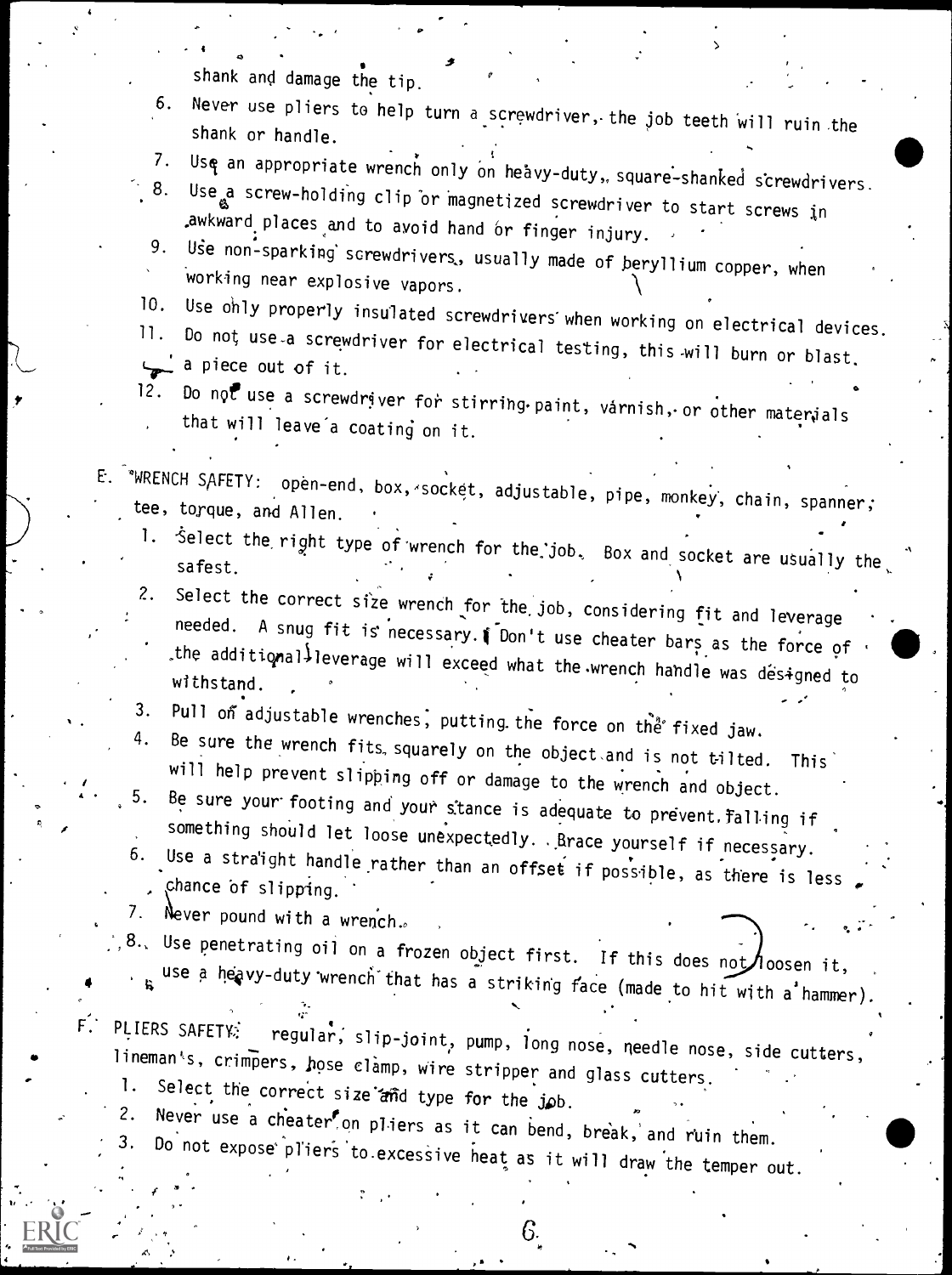shank and damage the tip.

6. Never use pliers to help turn a screwdriver, the job teeth will ruin the shank or handle.
7. Use an appropriate wrench only on heavy-duty, square-shanked screwdrivers.
8. Use a screw-holding clip or magnetized screwdriver to start screws in awkward places and to avoid hand or finger injury.
9. Use non-sparking screwdrivers, usually made of beryllium copper, when working near explosive vapors.
10. Use only properly insulated screwdrivers when working on electrical devices.
11. Do not use a screwdriver for electrical testing, this will burn or blast a piece out of it.
12. Do not use a screwdriver for stirring paint, varnish, or other materials that will leave a coating on it.

E. WRENCH SAFETY: open-end, box, socket, adjustable, pipe, monkey, chain, spanner, tee, torque, and Allen.

1. Select the right type of wrench for the job. Box and socket are usually the safest.
2. Select the correct size wrench for the job, considering fit and leverage needed. A snug fit is necessary. Don't use cheater bars as the force of the additional leverage will exceed what the wrench handle was designed to withstand.
3. Pull on adjustable wrenches, putting the force on the fixed jaw.
4. Be sure the wrench fits squarely on the object and is not tilted. This will help prevent slipping off or damage to the wrench and object.
5. Be sure your footing and your stance is adequate to prevent falling if something should let loose unexpectedly. Brace yourself if necessary.
6. Use a straight handle rather than an offset if possible, as there is less chance of slipping.
7. Never pound with a wrench.
8. Use penetrating oil on a frozen object first. If this does not loosen it, use a heavy-duty wrench that has a striking face (made to hit with a hammer).

F. PLIERS SAFETY: regular, slip-joint, pump, long nose, needle nose, side cutters, lineman's, crimpers, hose clamp, wire stripper and glass cutters.

1. Select the correct size and type for the job.
2. Never use a cheater on pliers as it can bend, break, and ruin them.
3. Do not expose pliers to excessive heat as it will draw the temper out.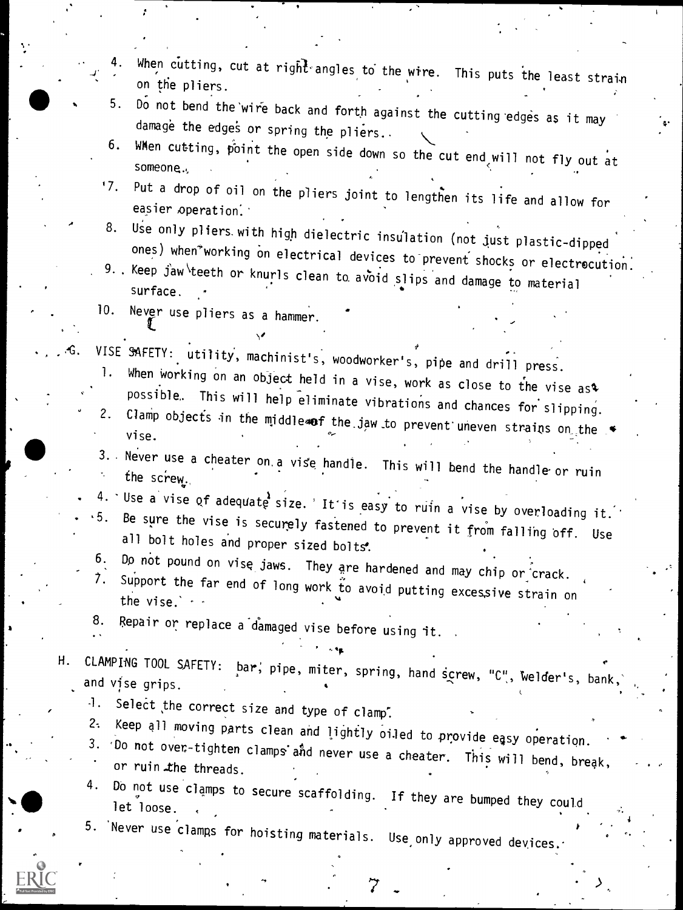4. When cutting, cut at right angles to the wire. This puts the least strain on the pliers.
5. Do not bend the wire back and forth against the cutting edges as it may damage the edges or spring the pliers.
6. When cutting, point the open side down so the cut end will not fly out at someone.
7. Put a drop of oil on the pliers joint to lengthen its life and allow for easier operation.
8. Use only pliers with high dielectric insulation (not just plastic-dipped ones) when working on electrical devices to prevent shocks or electrocution.
9. Keep jaw teeth or knurls clean to avoid slips and damage to material surface.
10. Never use pliers as a hammer.

G. VISE SAFETY: utility, machinist's, woodworker's, pipe and drill press.

1. When working on an object held in a vise, work as close to the vise as possible. This will help eliminate vibrations and chances for slipping.
2. Clamp objects in the middle of the jaw to prevent uneven strains on the vise.
3. Never use a cheater on a vise handle. This will bend the handle or ruin the screw.
4. Use a vise of adequate size. It is easy to ruin a vise by overloading it.
5. Be sure the vise is securely fastened to prevent it from falling off. Use all bolt holes and proper sized bolts.
6. Do not pound on vise jaws. They are hardened and may chip or crack.
7. Support the far end of long work to avoid putting excessive strain on the vise.
8. Repair or replace a damaged vise before using it.

H. CLAMPING TOOL SAFETY: bar, pipe, miter, spring, hand screw, "C", Welder's, bank, and vise grips.

1. Select the correct size and type of clamp.
2. Keep all moving parts clean and lightly oiled to provide easy operation.
3. Do not over-tighten clamps and never use a cheater. This will bend, break, or ruin the threads.
4. Do not use clamps to secure scaffolding. If they are bumped they could let loose.
5. Never use clamps for hoisting materials. Use only approved devices.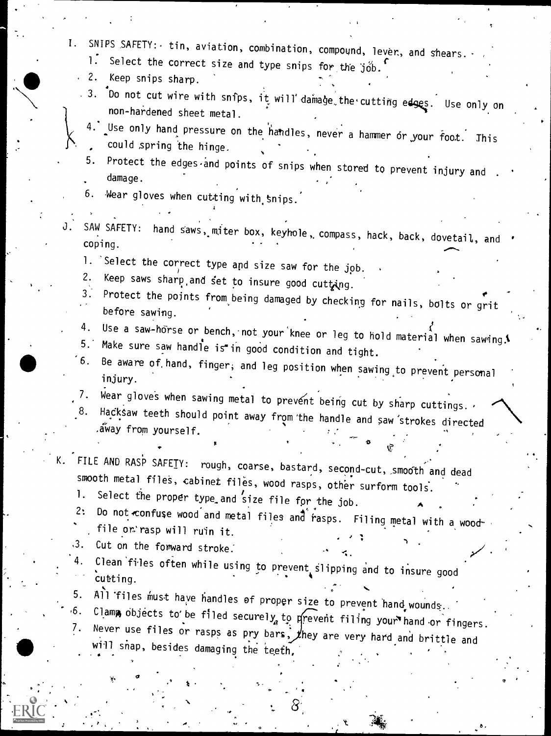I. SNIPS SAFETY: tin, aviation, combination, compound, lever, and shears.

1. Select the correct size and type snips for the job.
2. Keep snips sharp.
3. Do not cut wire with snips, it will damage the cutting edges. Use only on non-hardened sheet metal.
4. Use only hand pressure on the handles, never a hammer or your foot. This could spring the hinge.
5. Protect the edges and points of snips when stored to prevent injury and damage.
6. Wear gloves when cutting with snips.

J. SAW SAFETY: hand saws, miter box, keyhole, compass, hack, back, dovetail, and coping.

1. Select the correct type and size saw for the job.
2. Keep saws sharp and set to insure good cutting.
3. Protect the points from being damaged by checking for nails, bolts or grit before sawing.
4. Use a saw-horse or bench, not your knee or leg to hold material when sawing.
5. Make sure saw handle is in good condition and tight.
6. Be aware of hand, finger, and leg position when sawing to prevent personal injury.
7. Wear gloves when sawing metal to prevent being cut by sharp cuttings.
8. Hacksaw teeth should point away from the handle and saw strokes directed away from yourself.

K. FILE AND RASP SAFETY: rough, coarse, bastard, second-cut, smooth and dead smooth metal files, cabinet files, wood rasps, other surform tools.

1. Select the proper type and size file for the job.
2. Do not confuse wood and metal files and rasps. Filing metal with a wood file or rasp will ruin it.
3. Cut on the forward stroke.
4. Clean files often while using to prevent slipping and to insure good cutting.
5. All files must have handles of proper size to prevent hand wounds.
6. Clamp objects to be filed securely to prevent filing your hand or fingers.
7. Never use files or rasps as pry bars, they are very hard and brittle and will snap, besides damaging the teeth.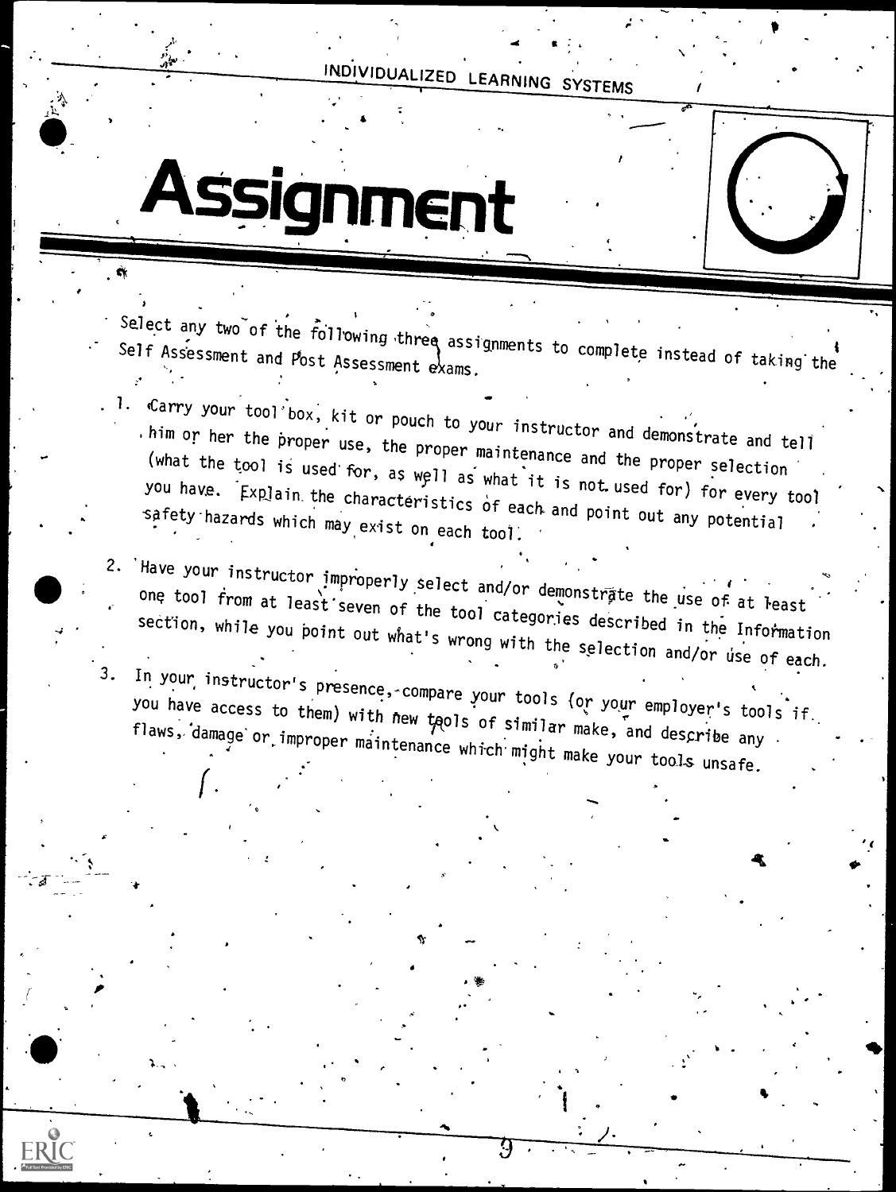# Assignment

Select any two of the following three assignments to complete instead of taking the Self Assessment and Post Assessment exams.

1. Carry your tool box, kit or pouch to your instructor and demonstrate and tell him or her the proper use, the proper maintenance and the proper selection (what the tool is used for, as well as what it is not used for) for every tool you have. Explain the characteristics of each and point out any potential safety hazards which may exist on each tool.

2. Have your instructor improperly select and/or demonstrate the use of at least one tool from at least seven of the tool categories described in the Information section, while you point out what's wrong with the selection and/or use of each.

3. In your instructor's presence, compare your tools (or your employer's tools if you have access to them) with new tools of similar make, and describe any flaws, damage or improper maintenance which might make your tools unsafe.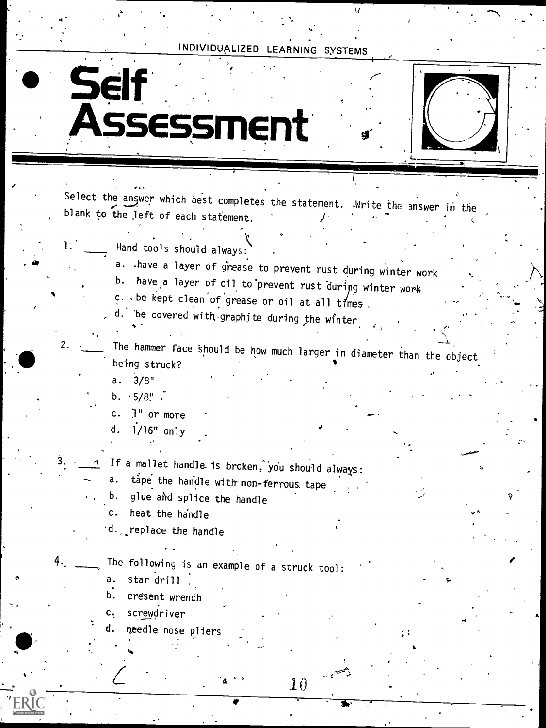INDIVIDUALIZED LEARNING SYSTEMS

# Self Assessment

Select the answer which best completes the statement. Write the answer in the blank to the left of each statement.

1. ____ Hand tools should always:
   a. have a layer of grease to prevent rust during winter work
   b. have a layer of oil to prevent rust during winter work
   c. be kept clean of grease or oil at all times
   d. be covered with graphite during the winter

2. ____ The hammer face should be how much larger in diameter than the object being struck?
   a. 3/8"
   b. 5/8"
   c. 1" or more
   d. 1/16" only

3. ____ If a mallet handle is broken, you should always:
   a. tape the handle with non-ferrous tape
   b. glue and splice the handle
   c. heat the handle
   d. replace the handle

4. ____ The following is an example of a struck tool:
   a. star drill
   b. cresent wrench
   c. screwdriver
   d. needle nose pliers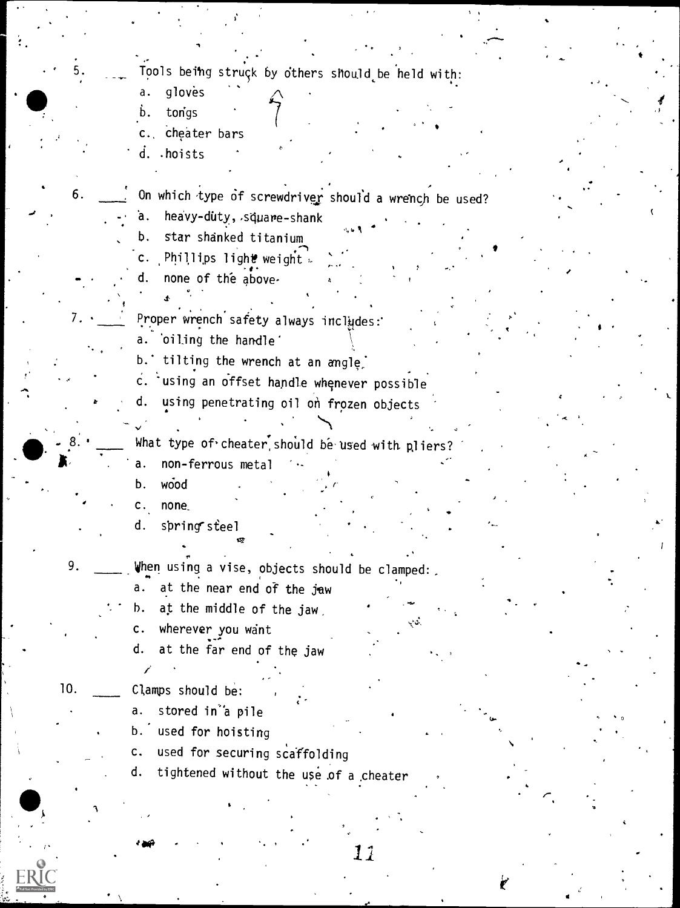5. ____ Tools being struck by others should be held with:
   a. gloves
   b. tongs
   c. cheater bars
   d. hoists

6. ____ On which type of screwdriver should a wrench be used?
   a. heavy-duty, square-shank
   b. star shanked titanium
   c. Phillips light weight
   d. none of the above

7. ____ Proper wrench safety always includes:
   a. oiling the handle
   b. tilting the wrench at an angle
   c. using an offset handle whenever possible
   d. using penetrating oil on frozen objects

8. ____ What type of cheater should be used with pliers?
   a. non-ferrous metal
   b. wood
   c. none
   d. spring steel

9. ____ When using a vise, objects should be clamped:
   a. at the near end of the jaw
   b. at the middle of the jaw
   c. wherever you want
   d. at the far end of the jaw

10. ____ Clamps should be:
   a. stored in a pile
   b. used for hoisting
   c. used for securing scaffolding
   d. tightened without the use of a cheater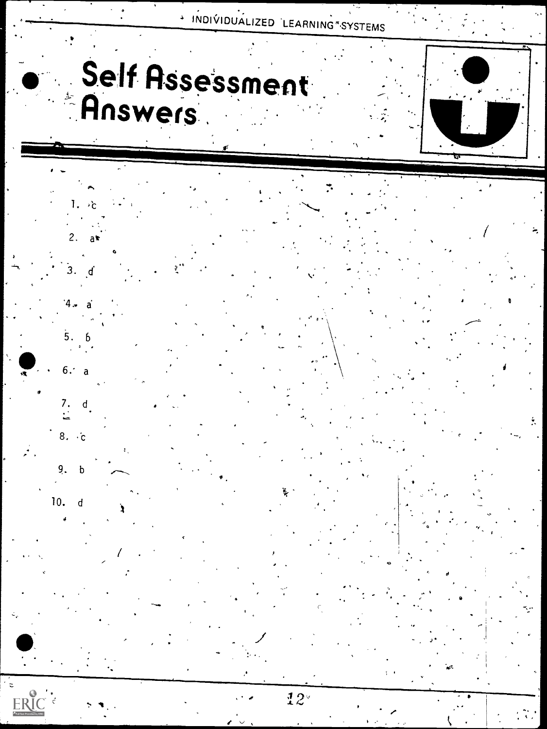# Self Assessment Answers

1. c
2. a
3. d
4. a
5. b
6. a
7. d
8. c
9. b
10. d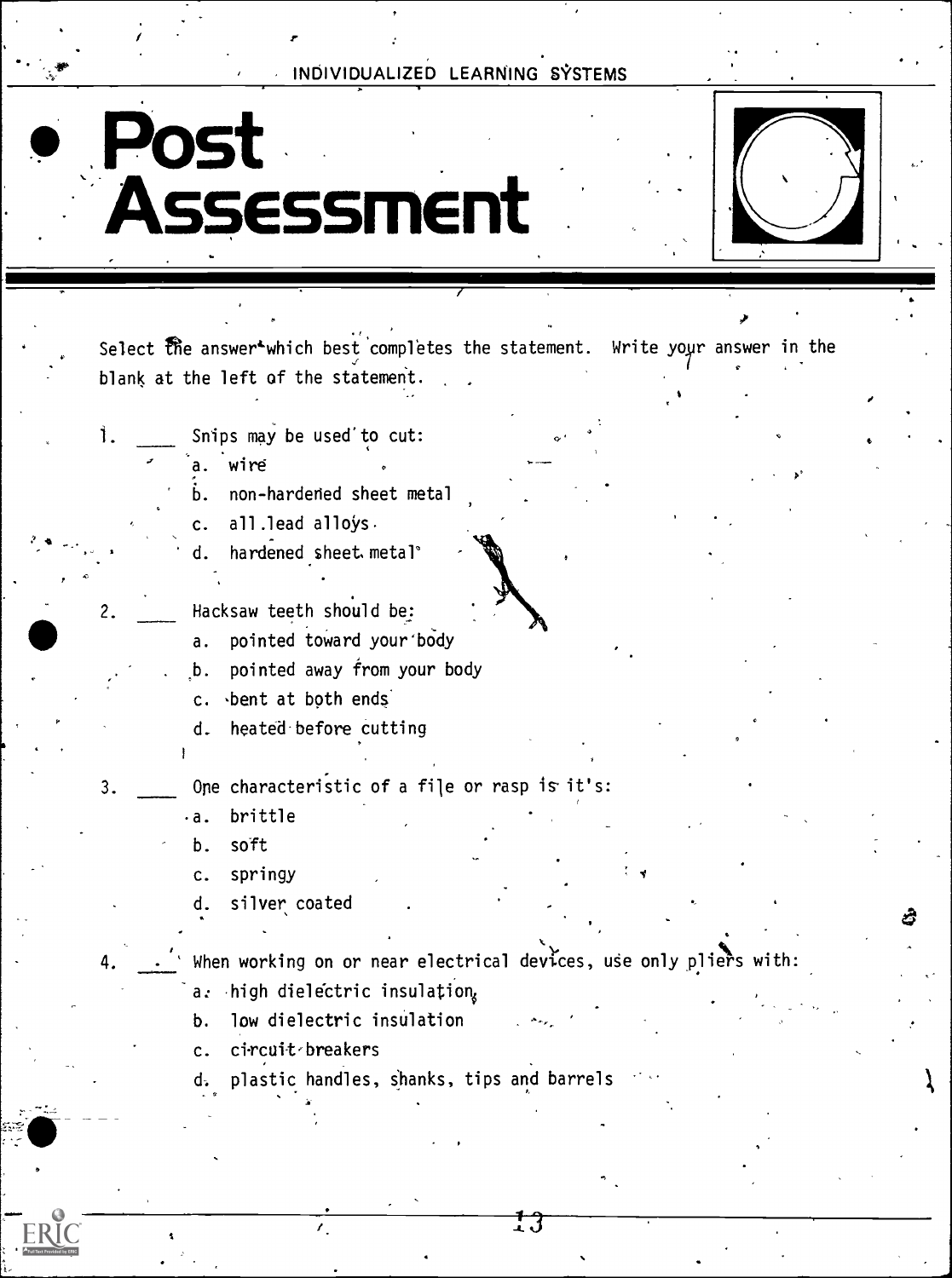# Post Assessment

Select the answer which best completes the statement. Write your answer in the blank at the left of the statement.

1. ____ Snips may be used to cut:
   a. wire
   b. non-hardened sheet metal
   c. all lead alloys
   d. hardened sheet metal

2. ____ Hacksaw teeth should be:
   a. pointed toward your body
   b. pointed away from your body
   c. bent at both ends
   d. heated before cutting

3. ____ One characteristic of a file or rasp is it's:
   a. brittle
   b. soft
   c. springy
   d. silver coated

4. ____ When working on or near electrical devices, use only pliers with:
   a. high dielectric insulation
   b. low dielectric insulation
   c. circuit breakers
   d. plastic handles, shanks, tips and barrels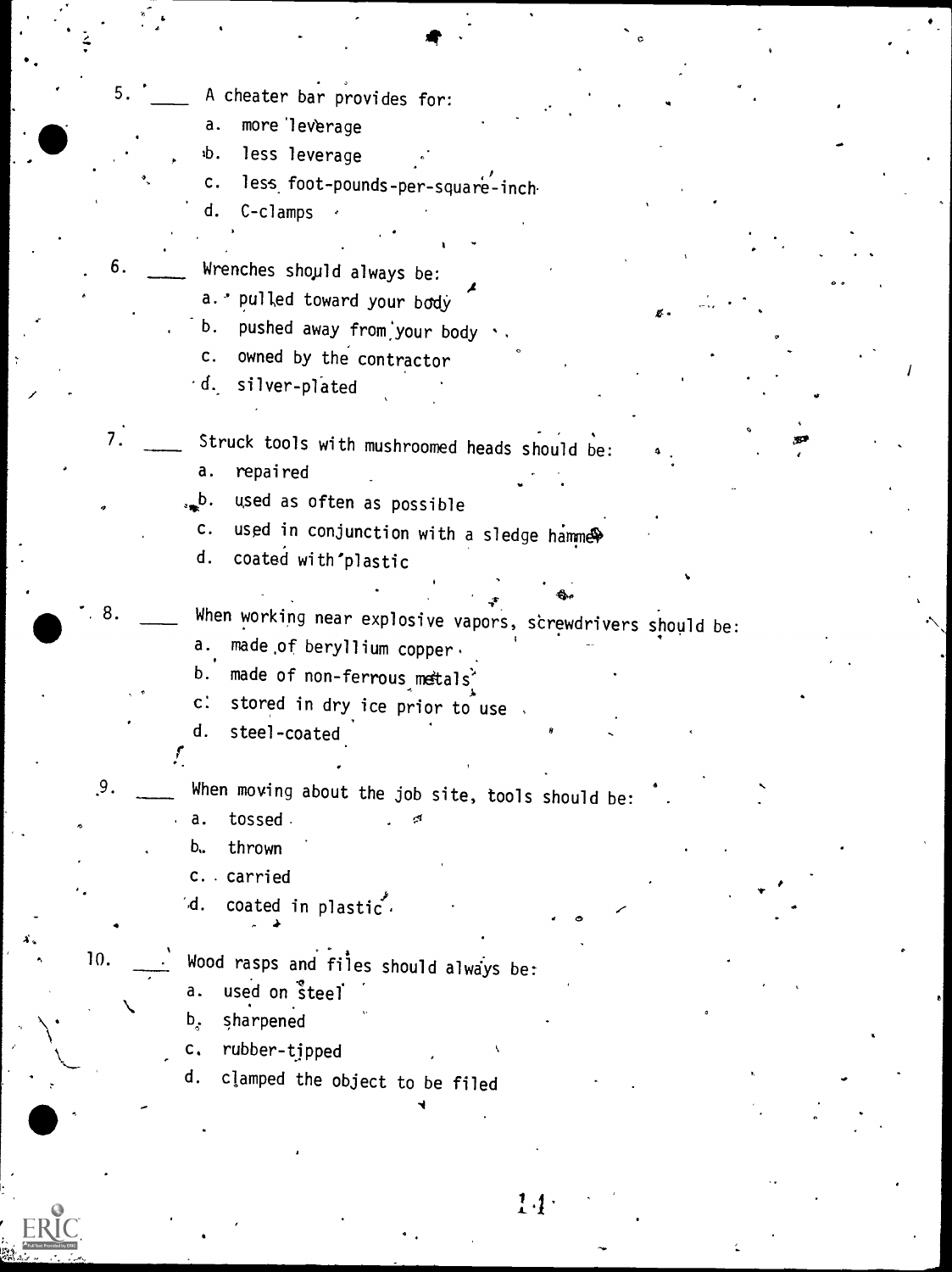5. ____ A cheater bar provides for:
   a. more leverage
   b. less leverage
   c. less foot-pounds-per-square-inch
   d. C-clamps

6. ____ Wrenches should always be:
   a. pulled toward your body
   b. pushed away from your body
   c. owned by the contractor
   d. silver-plated

7. ____ Struck tools with mushroomed heads should be:
   a. repaired
   b. used as often as possible
   c. used in conjunction with a sledge hammer
   d. coated with plastic

8. ____ When working near explosive vapors, screwdrivers should be:
   a. made of beryllium copper
   b. made of non-ferrous metals
   c. stored in dry ice prior to use
   d. steel-coated

9. ____ When moving about the job site, tools should be:
   a. tossed
   b. thrown
   c. carried
   d. coated in plastic

10. ____ Wood rasps and files should always be:
   a. used on steel
   b. sharpened
   c. rubber-tipped
   d. clamped the object to be filed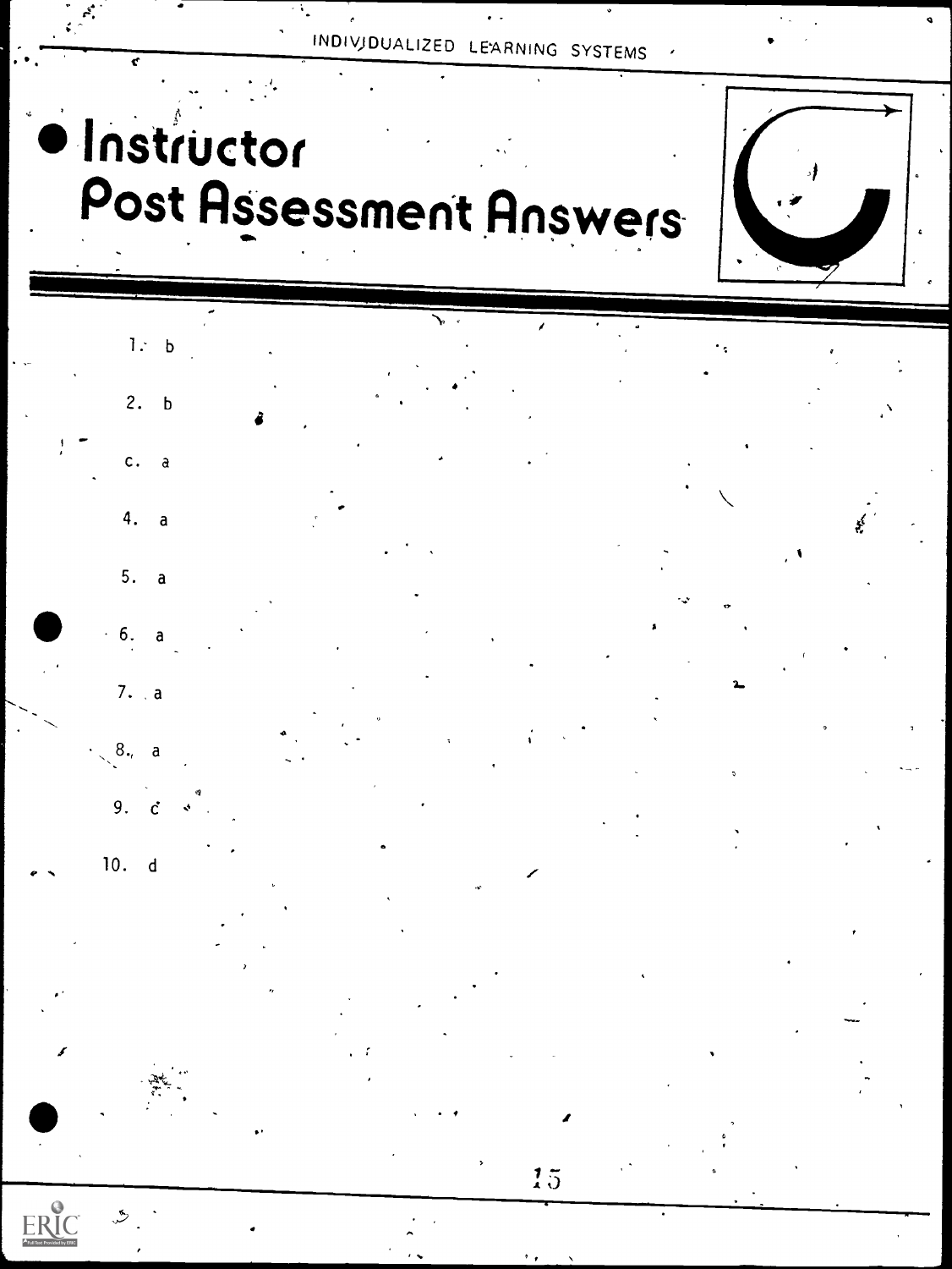# Instructor Post Assessment Answers

1. b
2. b
c. a
4. a
5. a
6. a
7. a
8. a
9. c
10. d